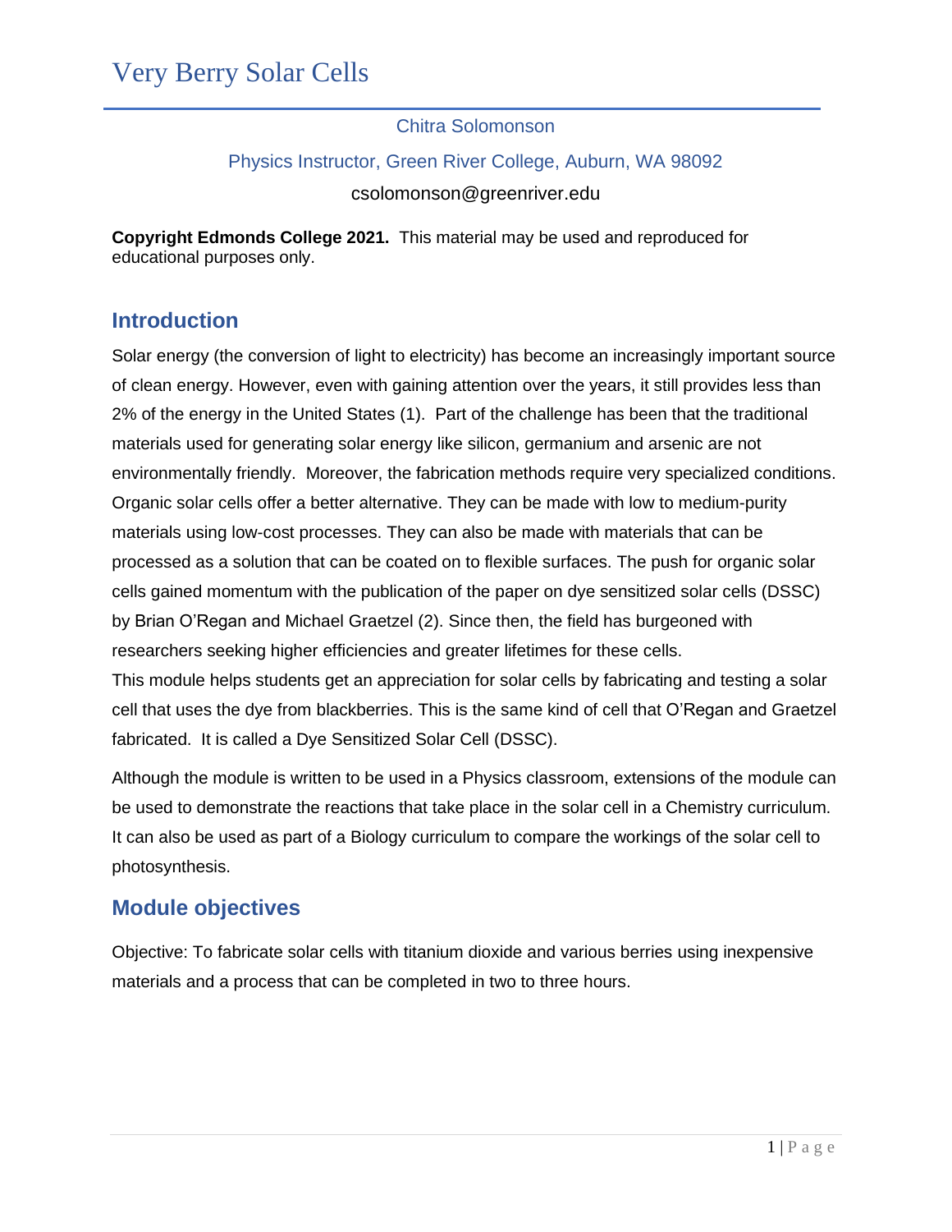# Very Berry Solar Cells

Chitra Solomonson

Physics Instructor, Green River College, Auburn, WA 98092

csolomonson@greenriver.edu

**Copyright Edmonds College 2021.** This material may be used and reproduced for educational purposes only.

## Introduction

Solar energy (the conversion of light to electricity) has become an increasingly important source of clean energy. However, even with gaining attention over the years, it still provides less than 2% of the energy in the United States (1). Part of the challenge has been that the traditional materials used for generating solar energy like silicon, germanium and arsenic are not environmentally friendly. Moreover, the fabrication methods require very specialized conditions. Organic solar cells offer a better alternative. They can be made with low to medium-purity materials using low-cost processes. They can also be made with materials that can be processed as a solution that can be coated on to flexible surfaces. The push for organic solar cells gained momentum with the publication of the paper on dye sensitized solar cells (DSSC) by Brian O'Regan and Michael Graetzel (2). Since then, the field has burgeoned with researchers seeking higher efficiencies and greater lifetimes for these cells.

This module helps students get an appreciation for solar cells by fabricating and testing a solar cell that uses the dye from blackberries. This is the same kind of cell that O'Regan and Graetzel fabricated. It is called a Dye Sensitized Solar Cell (DSSC).

Although the module is written to be used in a Physics classroom, extensions of the module can be used to demonstrate the reactions that take place in the solar cell in a Chemistry curriculum. It can also be used as part of a Biology curriculum to compare the workings of the solar cell to photosynthesis.

## Module objectives

Objective: To fabricate solar cells with titanium dioxide and various berries using inexpensive materials and a process that can be completed in two to three hours.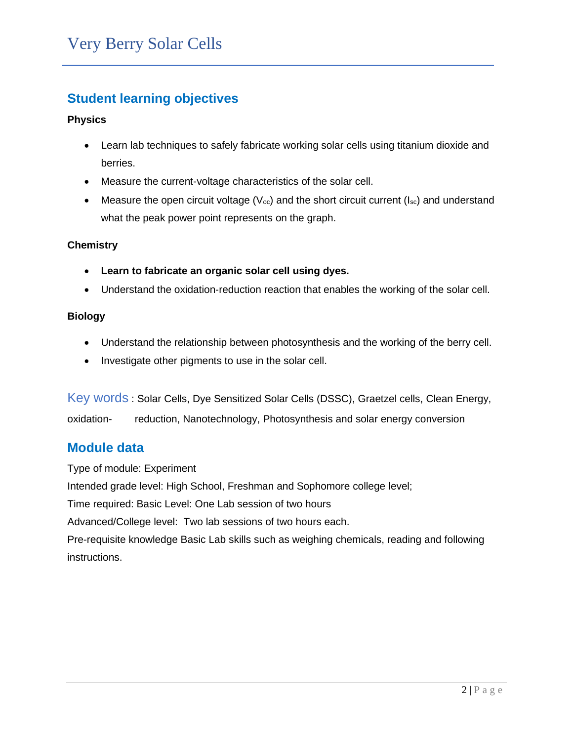# Very Berry Solar Cells

## Student learning objectives

**Physics**

- Learn lab techniques to safely fabricate working solar cells using titanium dioxide and berries.
- Measure the current-voltage characteristics of the solar cell.
- Measure the open circuit voltage ($V_{oc}$) and the short circuit current ($I_{sc}$) and understand what the peak power point represents on the graph.

**Chemistry**

- **Learn to fabricate an organic solar cell using dyes.**
- Understand the oxidation-reduction reaction that enables the working of the solar cell.

**Biology**

- Understand the relationship between photosynthesis and the working of the berry cell.
- Investigate other pigments to use in the solar cell.

Key words : Solar Cells, Dye Sensitized Solar Cells (DSSC), Graetzel cells, Clean Energy, oxidation- reduction, Nanotechnology, Photosynthesis and solar energy conversion

## Module data

Type of module: Experiment

Intended grade level: High School, Freshman and Sophomore college level;

Time required: Basic Level: One Lab session of two hours

Advanced/College level: Two lab sessions of two hours each.

Pre-requisite knowledge Basic Lab skills such as weighing chemicals, reading and following instructions.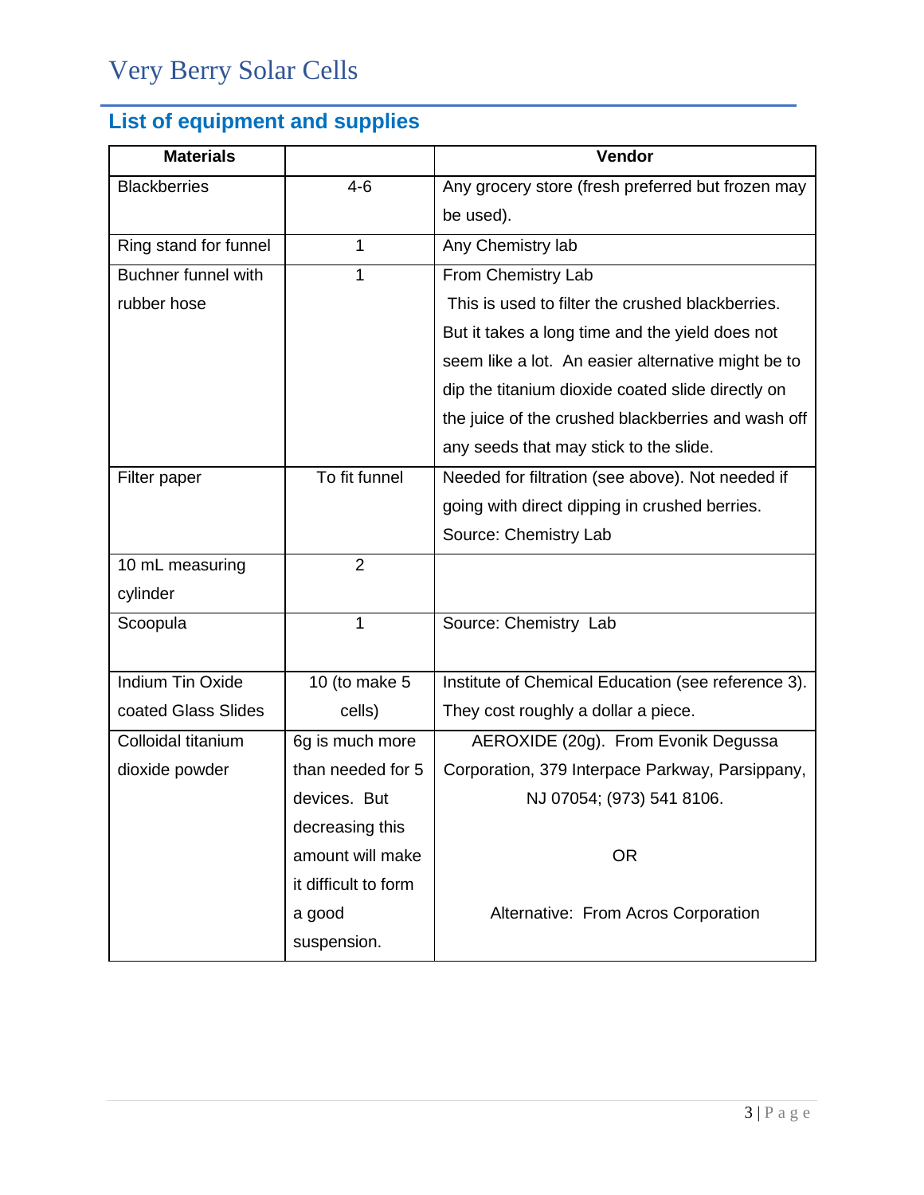# Very Berry Solar Cells

## List of equipment and supplies

| Materials | | Vendor |
|---|---|---|
| Blackberries | 4-6 | Any grocery store (fresh preferred but frozen may be used). |
| Ring stand for funnel | 1 | Any Chemistry lab |
| Buchner funnel with rubber hose | 1 | From Chemistry Lab<br>This is used to filter the crushed blackberries. But it takes a long time and the yield does not seem like a lot. An easier alternative might be to dip the titanium dioxide coated slide directly on the juice of the crushed blackberries and wash off any seeds that may stick to the slide. |
| Filter paper | To fit funnel | Needed for filtration (see above). Not needed if going with direct dipping in crushed berries. Source: Chemistry Lab |
| 10 mL measuring cylinder | 2 | |
| Scoopula | 1 | Source: Chemistry Lab |
| Indium Tin Oxide coated Glass Slides | 10 (to make 5 cells) | Institute of Chemical Education (see reference 3). They cost roughly a dollar a piece. |
| Colloidal titanium dioxide powder | 6g is much more than needed for 5 devices. But decreasing this amount will make it difficult to form a good suspension. | AEROXIDE (20g). From Evonik Degussa Corporation, 379 Interpace Parkway, Parsippany, NJ 07054; (973) 541 8106.<br><br>OR<br><br>Alternative: From Acros Corporation |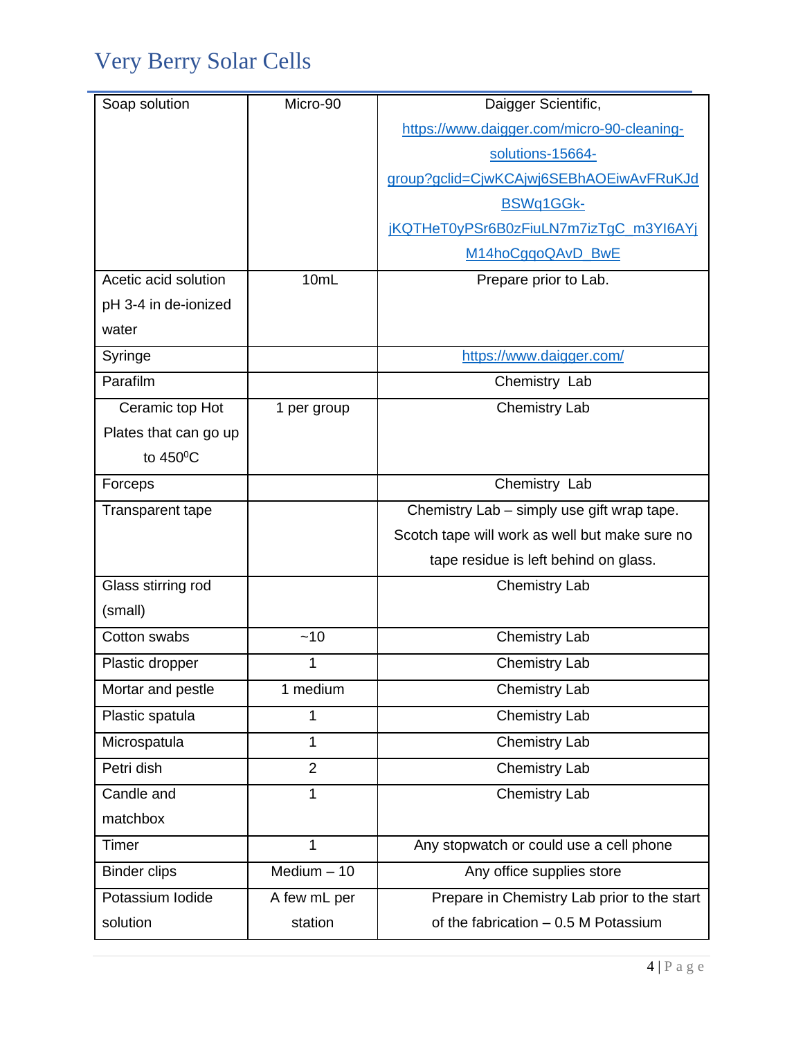| | | |
|---|---|---|
| Soap solution | Micro-90 | Daigger Scientific, https://www.daigger.com/micro-90-cleaning-solutions-15664-group?gclid=CjwKCAjwj6SEBhAOEiwAvFRuKJdBSWq1GGk-jKQTHeT0yPSr6B0zFiuLN7m7izTgC_m3YI6AYjM14hoCgqoQAvD_BwE |
| Acetic acid solution pH 3-4 in de-ionized water | 10mL | Prepare prior to Lab. |
| Syringe | | https://www.daigger.com/ |
| Parafilm | | Chemistry Lab |
| Ceramic top Hot Plates that can go up to 450$^0$C | 1 per group | Chemistry Lab |
| Forceps | | Chemistry Lab |
| Transparent tape | | Chemistry Lab – simply use gift wrap tape. Scotch tape will work as well but make sure no tape residue is left behind on glass. |
| Glass stirring rod (small) | | Chemistry Lab |
| Cotton swabs | ~10 | Chemistry Lab |
| Plastic dropper | 1 | Chemistry Lab |
| Mortar and pestle | 1 medium | Chemistry Lab |
| Plastic spatula | 1 | Chemistry Lab |
| Microspatula | 1 | Chemistry Lab |
| Petri dish | 2 | Chemistry Lab |
| Candle and matchbox | 1 | Chemistry Lab |
| Timer | 1 | Any stopwatch or could use a cell phone |
| Binder clips | Medium – 10 | Any office supplies store |
| Potassium Iodide solution | A few mL per station | Prepare in Chemistry Lab prior to the start of the fabrication – 0.5 M Potassium |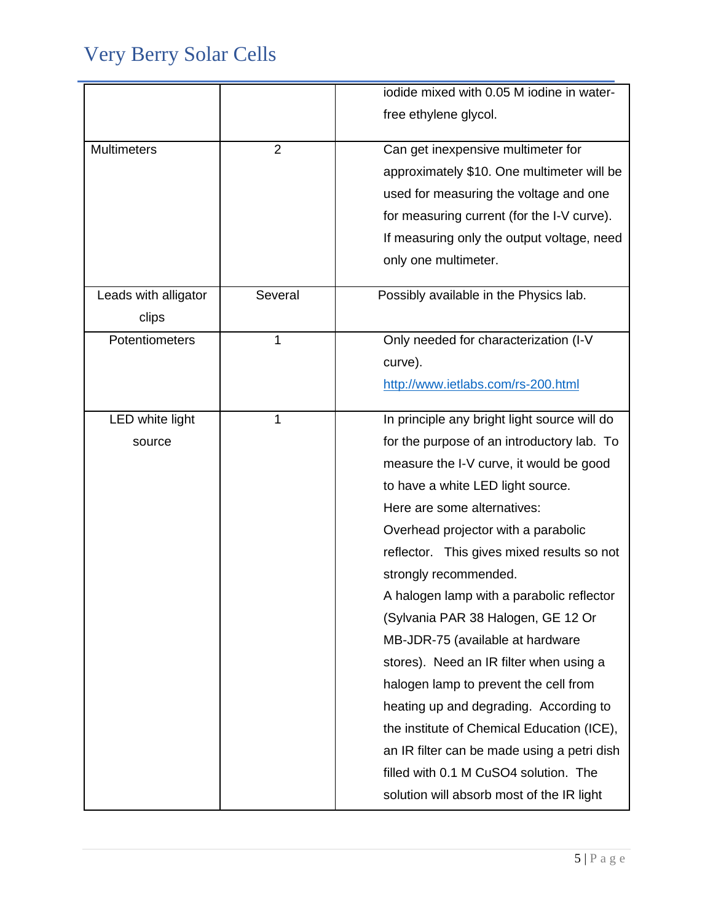| | | |
|---|---|---|
| | | iodide mixed with 0.05 M iodine in water-free ethylene glycol. |
| Multimeters | 2 | Can get inexpensive multimeter for approximately $10. One multimeter will be used for measuring the voltage and one for measuring current (for the I-V curve). If measuring only the output voltage, need only one multimeter. |
| Leads with alligator clips | Several | Possibly available in the Physics lab. |
| Potentiometers | 1 | Only needed for characterization (I-V curve). http://www.ietlabs.com/rs-200.html |
| LED white light source | 1 | In principle any bright light source will do for the purpose of an introductory lab. To measure the I-V curve, it would be good to have a white LED light source. Here are some alternatives: Overhead projector with a parabolic reflector. This gives mixed results so not strongly recommended. A halogen lamp with a parabolic reflector (Sylvania PAR 38 Halogen, GE 12 Or MB-JDR-75 (available at hardware stores). Need an IR filter when using a halogen lamp to prevent the cell from heating up and degrading. According to the institute of Chemical Education (ICE), an IR filter can be made using a petri dish filled with 0.1 M $CuSO_4$ solution. The solution will absorb most of the IR light |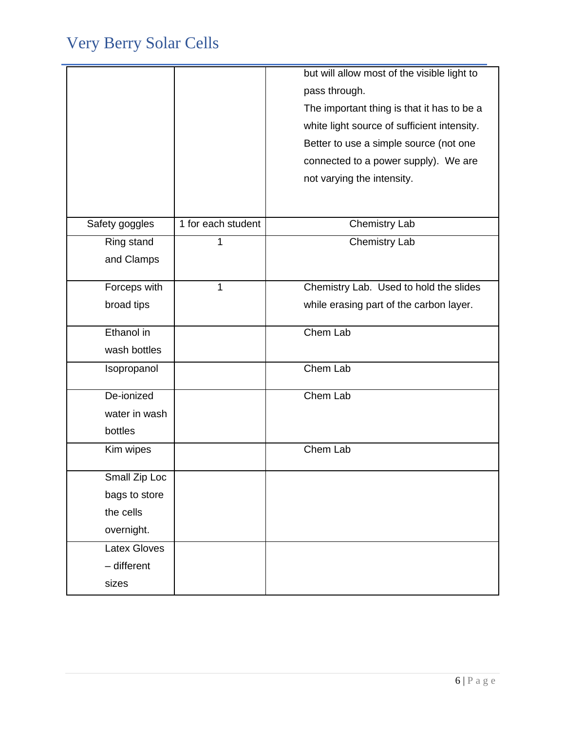| | | |
|---|---|---|
| | | but will allow most of the visible light to pass through. The important thing is that it has to be a white light source of sufficient intensity. Better to use a simple source (not one connected to a power supply). We are not varying the intensity. |
| Safety goggles | 1 for each student | Chemistry Lab |
| Ring stand and Clamps | 1 | Chemistry Lab |
| Forceps with broad tips | 1 | Chemistry Lab. Used to hold the slides while erasing part of the carbon layer. |
| Ethanol in wash bottles | | Chem Lab |
| Isopropanol | | Chem Lab |
| De-ionized water in wash bottles | | Chem Lab |
| Kim wipes | | Chem Lab |
| Small Zip Loc bags to store the cells overnight. | | |
| Latex Gloves – different sizes | | |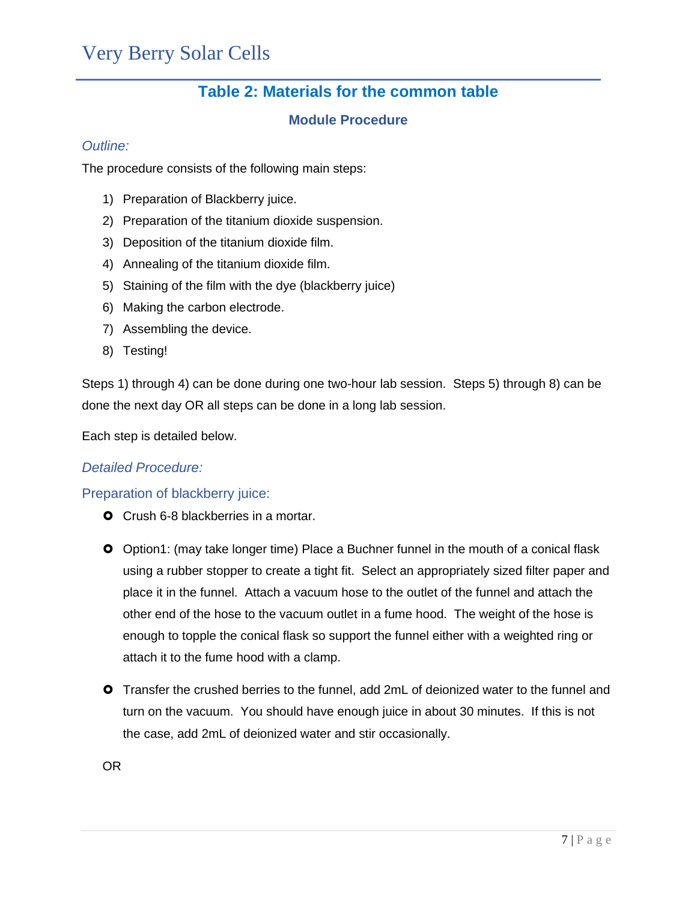## Table 2: Materials for the common table

### Module Procedure

*Outline:*

The procedure consists of the following main steps:

1) Preparation of Blackberry juice.
2) Preparation of the titanium dioxide suspension.
3) Deposition of the titanium dioxide film.
4) Annealing of the titanium dioxide film.
5) Staining of the film with the dye (blackberry juice)
6) Making the carbon electrode.
7) Assembling the device.
8) Testing!

Steps 1) through 4) can be done during one two-hour lab session. Steps 5) through 8) can be done the next day OR all steps can be done in a long lab session.

Each step is detailed below.

*Detailed Procedure:*

#### Preparation of blackberry juice:

- Crush 6-8 blackberries in a mortar.
- Option1: (may take longer time) Place a Buchner funnel in the mouth of a conical flask using a rubber stopper to create a tight fit. Select an appropriately sized filter paper and place it in the funnel. Attach a vacuum hose to the outlet of the funnel and attach the other end of the hose to the vacuum outlet in a fume hood. The weight of the hose is enough to topple the conical flask so support the funnel either with a weighted ring or attach it to the fume hood with a clamp.
- Transfer the crushed berries to the funnel, add 2mL of deionized water to the funnel and turn on the vacuum. You should have enough juice in about 30 minutes. If this is not the case, add 2mL of deionized water and stir occasionally.

OR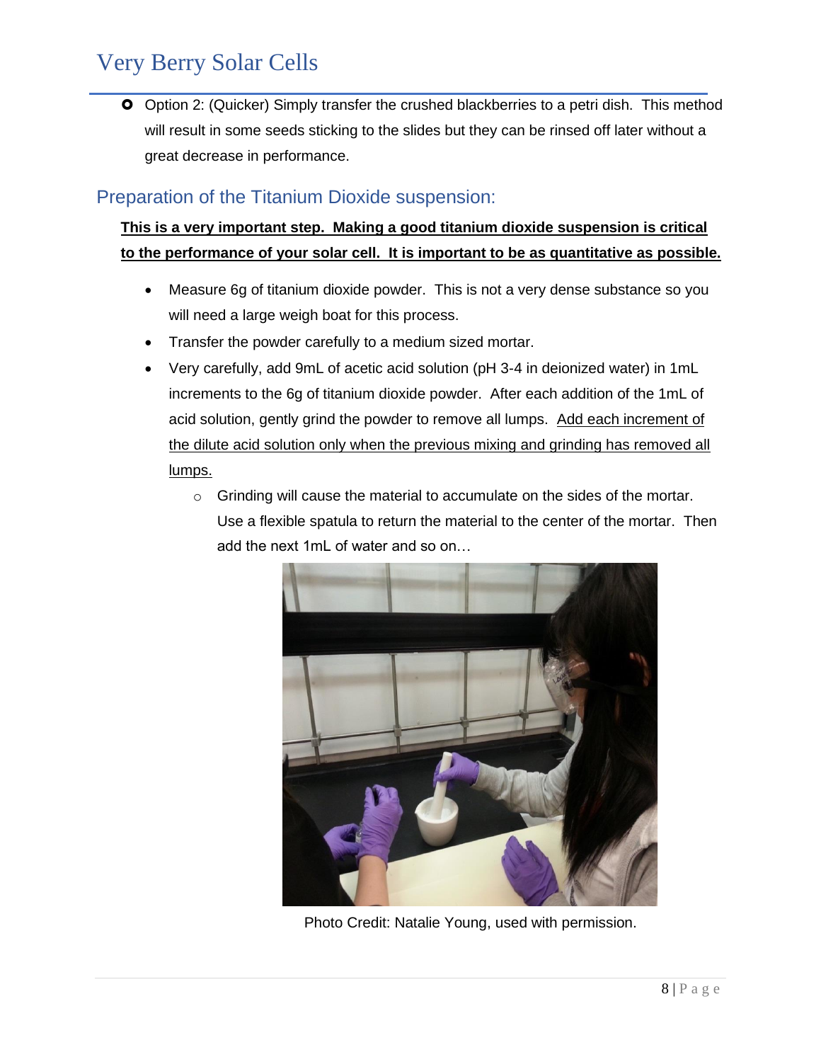- Option 2: (Quicker) Simply transfer the crushed blackberries to a petri dish. This method will result in some seeds sticking to the slides but they can be rinsed off later without a great decrease in performance.

## Preparation of the Titanium Dioxide suspension:

**This is a very important step. Making a good titanium dioxide suspension is critical to the performance of your solar cell. It is important to be as quantitative as possible.**

- Measure 6g of titanium dioxide powder. This is not a very dense substance so you will need a large weigh boat for this process.
- Transfer the powder carefully to a medium sized mortar.
- Very carefully, add 9mL of acetic acid solution (pH 3-4 in deionized water) in 1mL increments to the 6g of titanium dioxide powder. After each addition of the 1mL of acid solution, gently grind the powder to remove all lumps. Add each increment of the dilute acid solution only when the previous mixing and grinding has removed all lumps.
    - Grinding will cause the material to accumulate on the sides of the mortar. Use a flexible spatula to return the material to the center of the mortar. Then add the next 1mL of water and so on…

Photo Credit: Natalie Young, used with permission.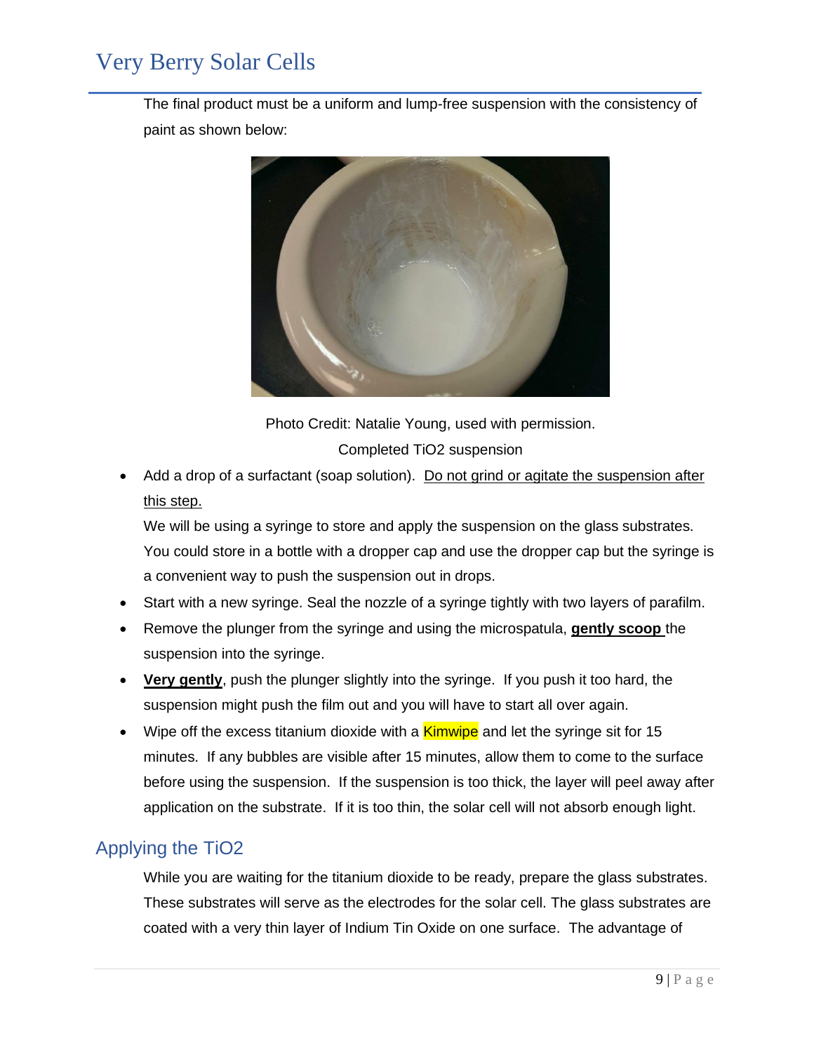The final product must be a uniform and lump-free suspension with the consistency of paint as shown below:

Photo Credit: Natalie Young, used with permission.

Completed TiO2 suspension

- Add a drop of a surfactant (soap solution). Do not grind or agitate the suspension after this step.

  We will be using a syringe to store and apply the suspension on the glass substrates. You could store in a bottle with a dropper cap and use the dropper cap but the syringe is a convenient way to push the suspension out in drops.
- Start with a new syringe. Seal the nozzle of a syringe tightly with two layers of parafilm.
- Remove the plunger from the syringe and using the microspatula, **gently scoop** the suspension into the syringe.
- **Very gently**, push the plunger slightly into the syringe. If you push it too hard, the suspension might push the film out and you will have to start all over again.
- Wipe off the excess titanium dioxide with a Kimwipe and let the syringe sit for 15 minutes. If any bubbles are visible after 15 minutes, allow them to come to the surface before using the suspension. If the suspension is too thick, the layer will peel away after application on the substrate. If it is too thin, the solar cell will not absorb enough light.

## Applying the TiO2

While you are waiting for the titanium dioxide to be ready, prepare the glass substrates. These substrates will serve as the electrodes for the solar cell. The glass substrates are coated with a very thin layer of Indium Tin Oxide on one surface. The advantage of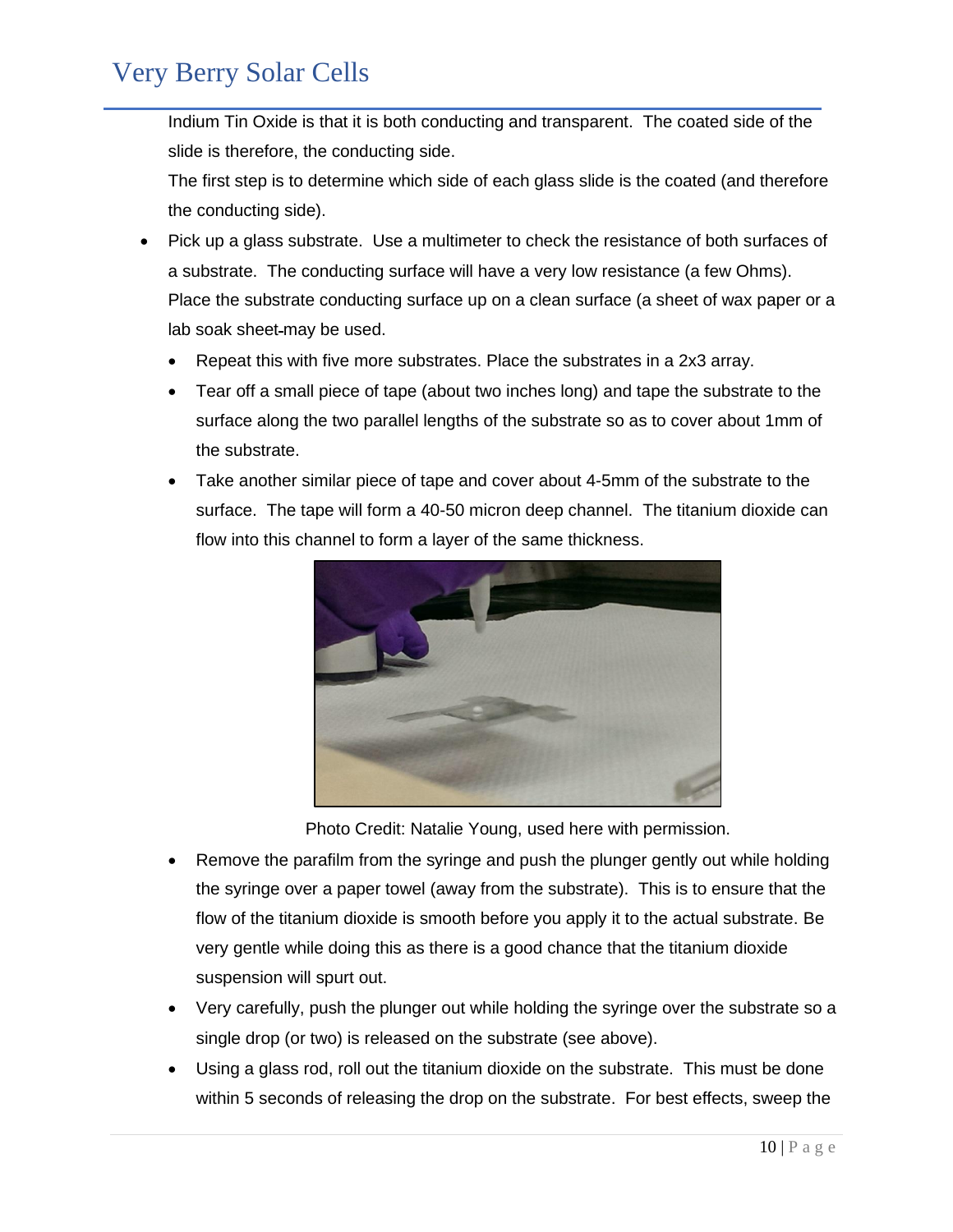Indium Tin Oxide is that it is both conducting and transparent. The coated side of the slide is therefore, the conducting side.

The first step is to determine which side of each glass slide is the coated (and therefore the conducting side).

- Pick up a glass substrate. Use a multimeter to check the resistance of both surfaces of a substrate. The conducting surface will have a very low resistance (a few Ohms). Place the substrate conducting surface up on a clean surface (a sheet of wax paper or a lab soak sheet may be used.
  - Repeat this with five more substrates. Place the substrates in a 2x3 array.
  - Tear off a small piece of tape (about two inches long) and tape the substrate to the surface along the two parallel lengths of the substrate so as to cover about 1mm of the substrate.
  - Take another similar piece of tape and cover about 4-5mm of the substrate to the surface. The tape will form a 40-50 micron deep channel. The titanium dioxide can flow into this channel to form a layer of the same thickness.

Photo Credit: Natalie Young, used here with permission.

  - Remove the parafilm from the syringe and push the plunger gently out while holding the syringe over a paper towel (away from the substrate). This is to ensure that the flow of the titanium dioxide is smooth before you apply it to the actual substrate. Be very gentle while doing this as there is a good chance that the titanium dioxide suspension will spurt out.
  - Very carefully, push the plunger out while holding the syringe over the substrate so a single drop (or two) is released on the substrate (see above).
  - Using a glass rod, roll out the titanium dioxide on the substrate. This must be done within 5 seconds of releasing the drop on the substrate. For best effects, sweep the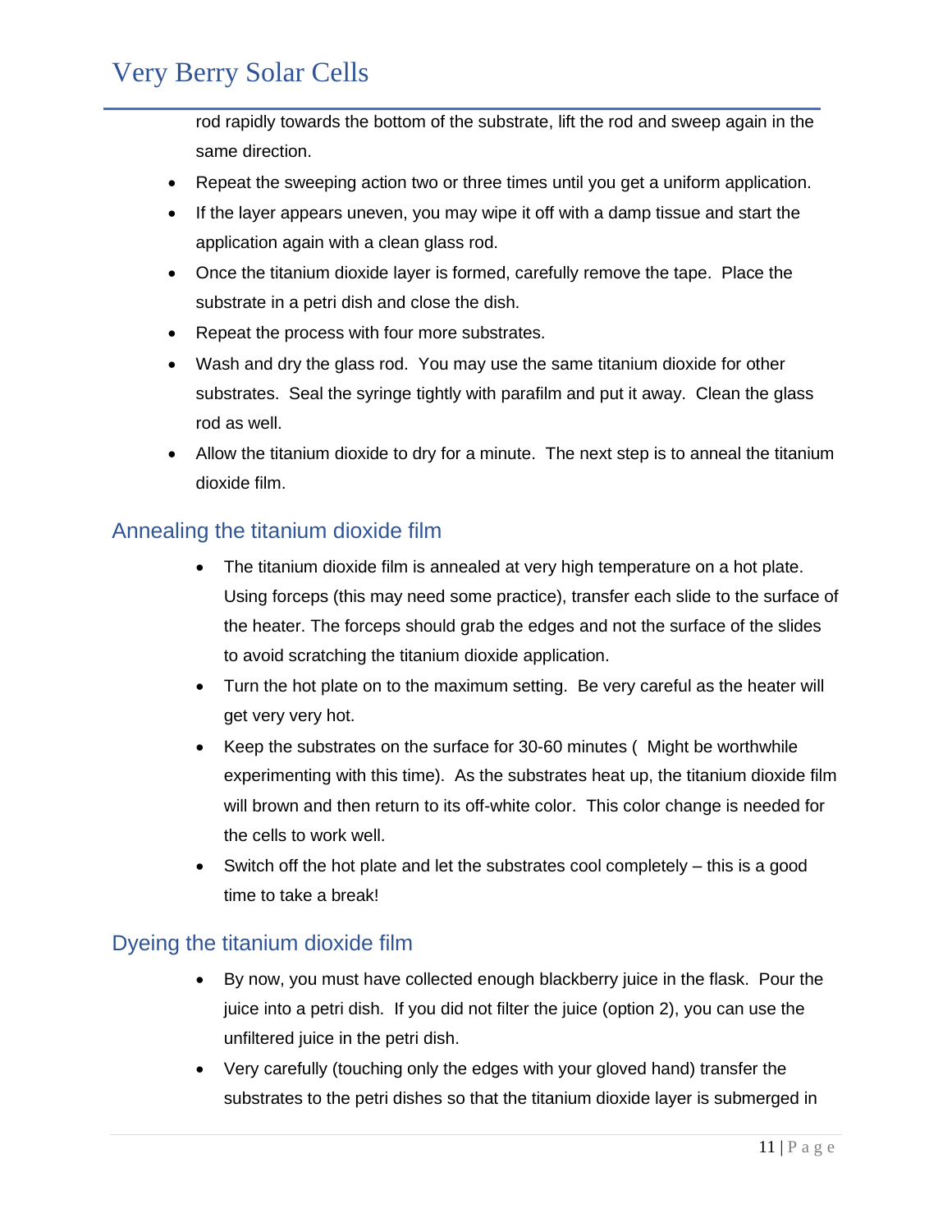rod rapidly towards the bottom of the substrate, lift the rod and sweep again in the same direction.

- Repeat the sweeping action two or three times until you get a uniform application.
- If the layer appears uneven, you may wipe it off with a damp tissue and start the application again with a clean glass rod.
- Once the titanium dioxide layer is formed, carefully remove the tape. Place the substrate in a petri dish and close the dish.
- Repeat the process with four more substrates.
- Wash and dry the glass rod. You may use the same titanium dioxide for other substrates. Seal the syringe tightly with parafilm and put it away. Clean the glass rod as well.
- Allow the titanium dioxide to dry for a minute. The next step is to anneal the titanium dioxide film.

## Annealing the titanium dioxide film

- The titanium dioxide film is annealed at very high temperature on a hot plate. Using forceps (this may need some practice), transfer each slide to the surface of the heater. The forceps should grab the edges and not the surface of the slides to avoid scratching the titanium dioxide application.
- Turn the hot plate on to the maximum setting. Be very careful as the heater will get very very hot.
- Keep the substrates on the surface for 30-60 minutes ( Might be worthwhile experimenting with this time). As the substrates heat up, the titanium dioxide film will brown and then return to its off-white color. This color change is needed for the cells to work well.
- Switch off the hot plate and let the substrates cool completely – this is a good time to take a break!

## Dyeing the titanium dioxide film

- By now, you must have collected enough blackberry juice in the flask. Pour the juice into a petri dish. If you did not filter the juice (option 2), you can use the unfiltered juice in the petri dish.
- Very carefully (touching only the edges with your gloved hand) transfer the substrates to the petri dishes so that the titanium dioxide layer is submerged in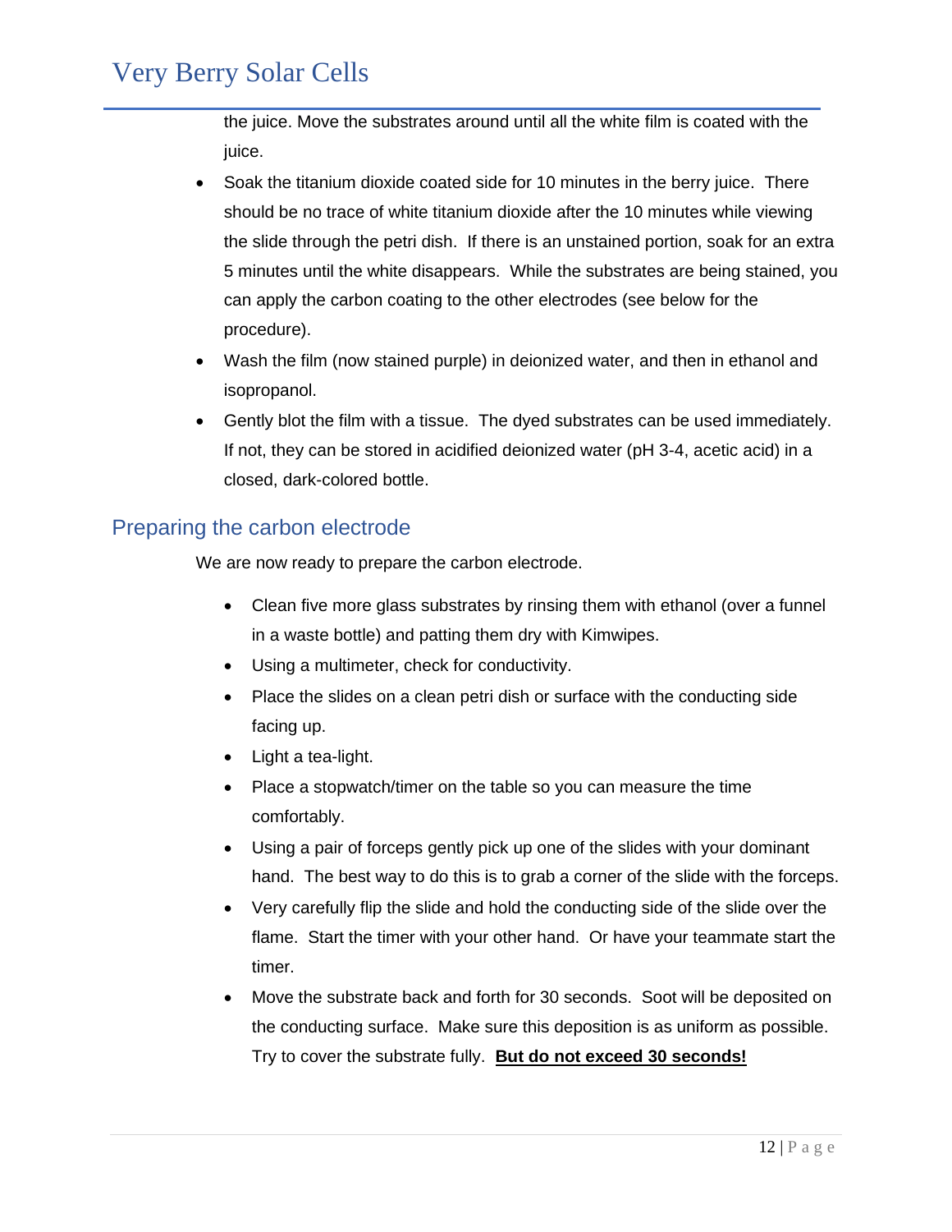the juice. Move the substrates around until all the white film is coated with the juice.

- Soak the titanium dioxide coated side for 10 minutes in the berry juice. There should be no trace of white titanium dioxide after the 10 minutes while viewing the slide through the petri dish. If there is an unstained portion, soak for an extra 5 minutes until the white disappears. While the substrates are being stained, you can apply the carbon coating to the other electrodes (see below for the procedure).
- Wash the film (now stained purple) in deionized water, and then in ethanol and isopropanol.
- Gently blot the film with a tissue. The dyed substrates can be used immediately. If not, they can be stored in acidified deionized water (pH 3-4, acetic acid) in a closed, dark-colored bottle.

## Preparing the carbon electrode

We are now ready to prepare the carbon electrode.

- Clean five more glass substrates by rinsing them with ethanol (over a funnel in a waste bottle) and patting them dry with Kimwipes.
- Using a multimeter, check for conductivity.
- Place the slides on a clean petri dish or surface with the conducting side facing up.
- Light a tea-light.
- Place a stopwatch/timer on the table so you can measure the time comfortably.
- Using a pair of forceps gently pick up one of the slides with your dominant hand. The best way to do this is to grab a corner of the slide with the forceps.
- Very carefully flip the slide and hold the conducting side of the slide over the flame. Start the timer with your other hand. Or have your teammate start the timer.
- Move the substrate back and forth for 30 seconds. Soot will be deposited on the conducting surface. Make sure this deposition is as uniform as possible. Try to cover the substrate fully. **<u>But do not exceed 30 seconds!</u>**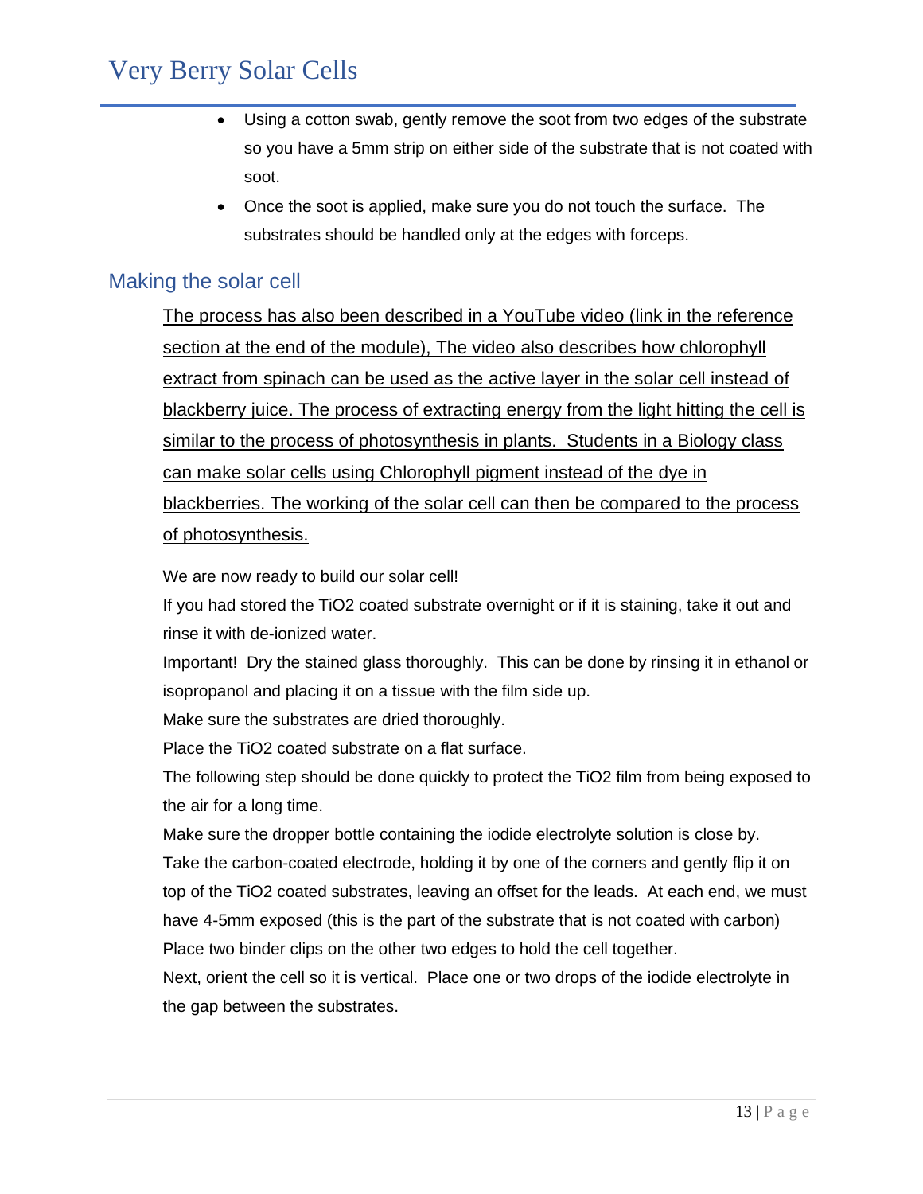- Using a cotton swab, gently remove the soot from two edges of the substrate so you have a 5mm strip on either side of the substrate that is not coated with soot.
- Once the soot is applied, make sure you do not touch the surface. The substrates should be handled only at the edges with forceps.

## Making the solar cell

The process has also been described in a YouTube video (link in the reference section at the end of the module), The video also describes how chlorophyll extract from spinach can be used as the active layer in the solar cell instead of blackberry juice. The process of extracting energy from the light hitting the cell is similar to the process of photosynthesis in plants. Students in a Biology class can make solar cells using Chlorophyll pigment instead of the dye in blackberries. The working of the solar cell can then be compared to the process of photosynthesis.

We are now ready to build our solar cell!

If you had stored the $TiO_2$ coated substrate overnight or if it is staining, take it out and rinse it with de-ionized water.

Important! Dry the stained glass thoroughly. This can be done by rinsing it in ethanol or isopropanol and placing it on a tissue with the film side up.

Make sure the substrates are dried thoroughly.

Place the $TiO_2$ coated substrate on a flat surface.

The following step should be done quickly to protect the $TiO_2$ film from being exposed to the air for a long time.

Make sure the dropper bottle containing the iodide electrolyte solution is close by.

Take the carbon-coated electrode, holding it by one of the corners and gently flip it on top of the $TiO_2$ coated substrates, leaving an offset for the leads. At each end, we must have 4-5mm exposed (this is the part of the substrate that is not coated with carbon)

Place two binder clips on the other two edges to hold the cell together.

Next, orient the cell so it is vertical. Place one or two drops of the iodide electrolyte in the gap between the substrates.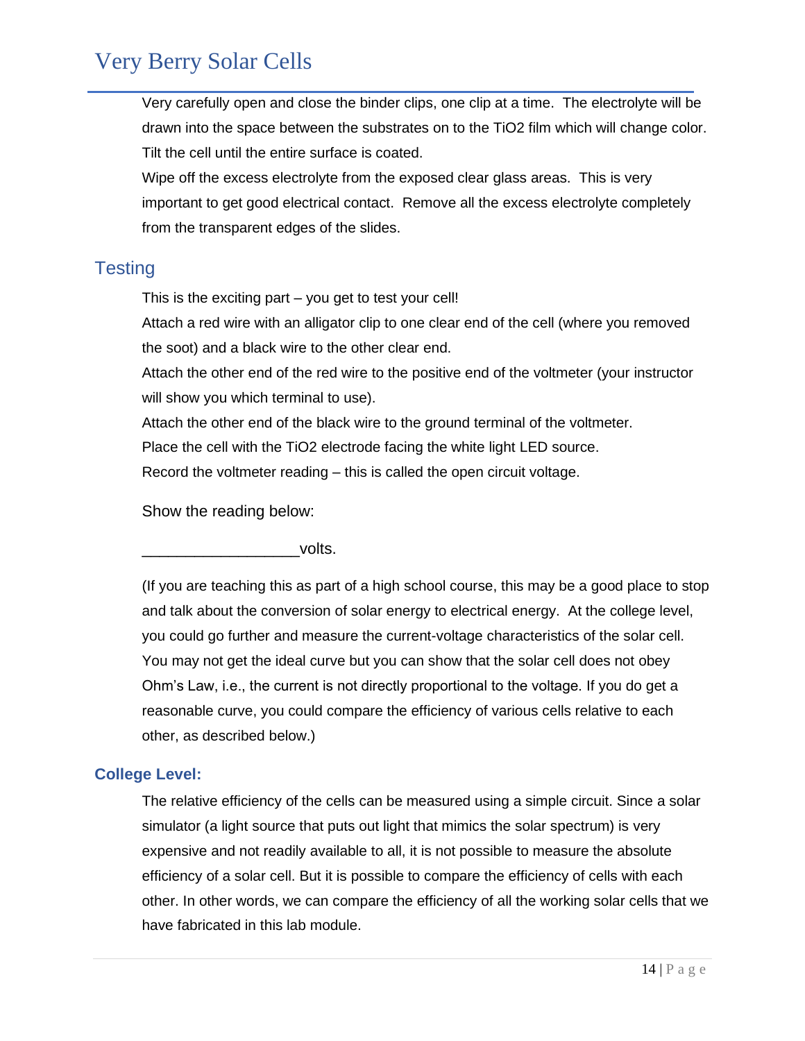Very carefully open and close the binder clips, one clip at a time. The electrolyte will be drawn into the space between the substrates on to the $TiO_2$ film which will change color. Tilt the cell until the entire surface is coated.

Wipe off the excess electrolyte from the exposed clear glass areas. This is very important to get good electrical contact. Remove all the excess electrolyte completely from the transparent edges of the slides.

## Testing

This is the exciting part – you get to test your cell!

Attach a red wire with an alligator clip to one clear end of the cell (where you removed the soot) and a black wire to the other clear end.

Attach the other end of the red wire to the positive end of the voltmeter (your instructor will show you which terminal to use).

Attach the other end of the black wire to the ground terminal of the voltmeter.

Place the cell with the $TiO_2$ electrode facing the white light LED source.

Record the voltmeter reading – this is called the open circuit voltage.

Show the reading below:

__________________volts.

(If you are teaching this as part of a high school course, this may be a good place to stop and talk about the conversion of solar energy to electrical energy. At the college level, you could go further and measure the current-voltage characteristics of the solar cell. You may not get the ideal curve but you can show that the solar cell does not obey Ohm's Law, i.e., the current is not directly proportional to the voltage. If you do get a reasonable curve, you could compare the efficiency of various cells relative to each other, as described below.)

### College Level:

The relative efficiency of the cells can be measured using a simple circuit. Since a solar simulator (a light source that puts out light that mimics the solar spectrum) is very expensive and not readily available to all, it is not possible to measure the absolute efficiency of a solar cell. But it is possible to compare the efficiency of cells with each other. In other words, we can compare the efficiency of all the working solar cells that we have fabricated in this lab module.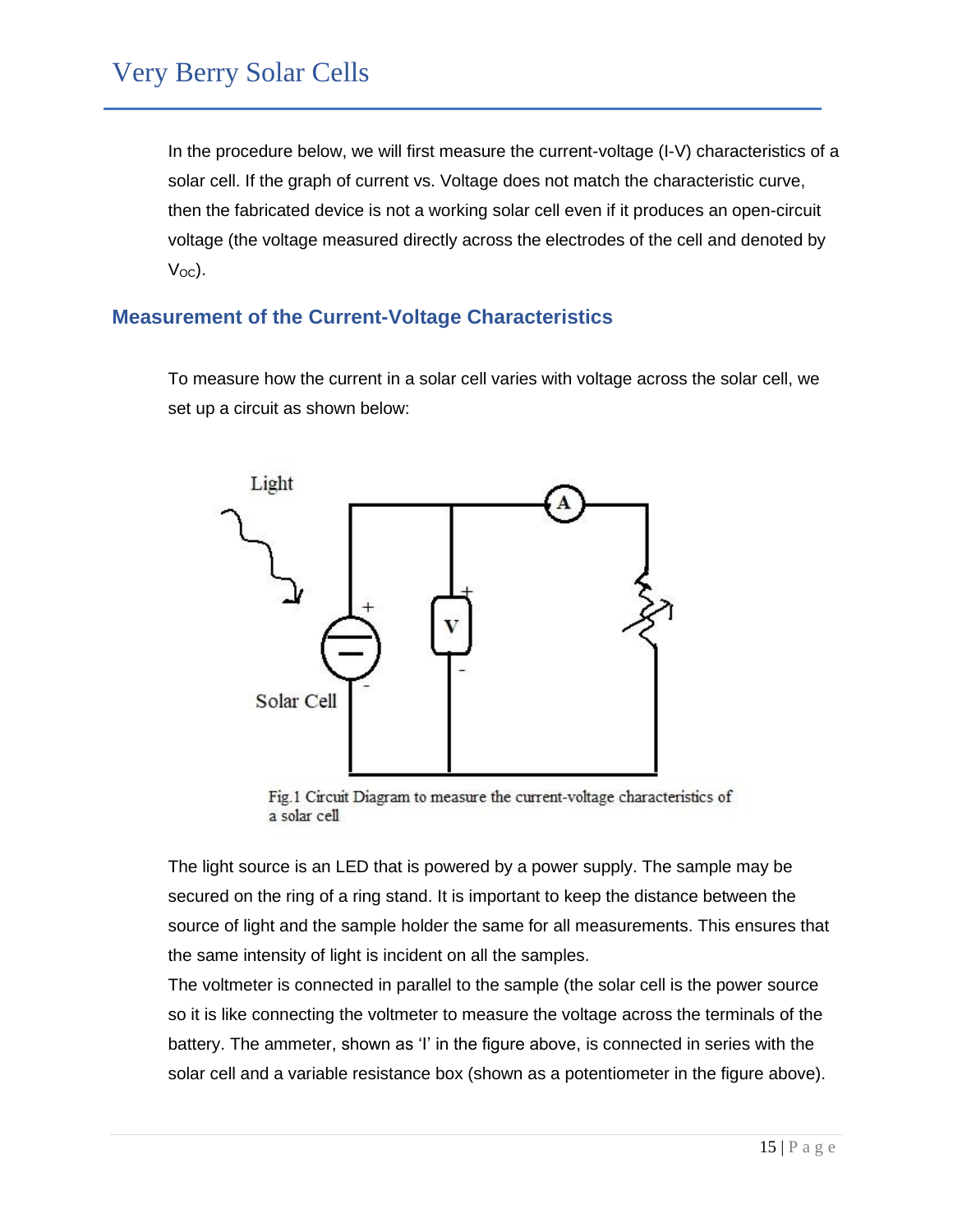# Very Berry Solar Cells

In the procedure below, we will first measure the current-voltage (I-V) characteristics of a solar cell. If the graph of current vs. Voltage does not match the characteristic curve, then the fabricated device is not a working solar cell even if it produces an open-circuit voltage (the voltage measured directly across the electrodes of the cell and denoted by $V_{OC}$).

## Measurement of the Current-Voltage Characteristics

To measure how the current in a solar cell varies with voltage across the solar cell, we set up a circuit as shown below:

Light

A

V

Solar Cell

Fig.1 Circuit Diagram to measure the current-voltage characteristics of a solar cell

The light source is an LED that is powered by a power supply. The sample may be secured on the ring of a ring stand. It is important to keep the distance between the source of light and the sample holder the same for all measurements. This ensures that the same intensity of light is incident on all the samples.

The voltmeter is connected in parallel to the sample (the solar cell is the power source so it is like connecting the voltmeter to measure the voltage across the terminals of the battery. The ammeter, shown as 'I' in the figure above, is connected in series with the solar cell and a variable resistance box (shown as a potentiometer in the figure above).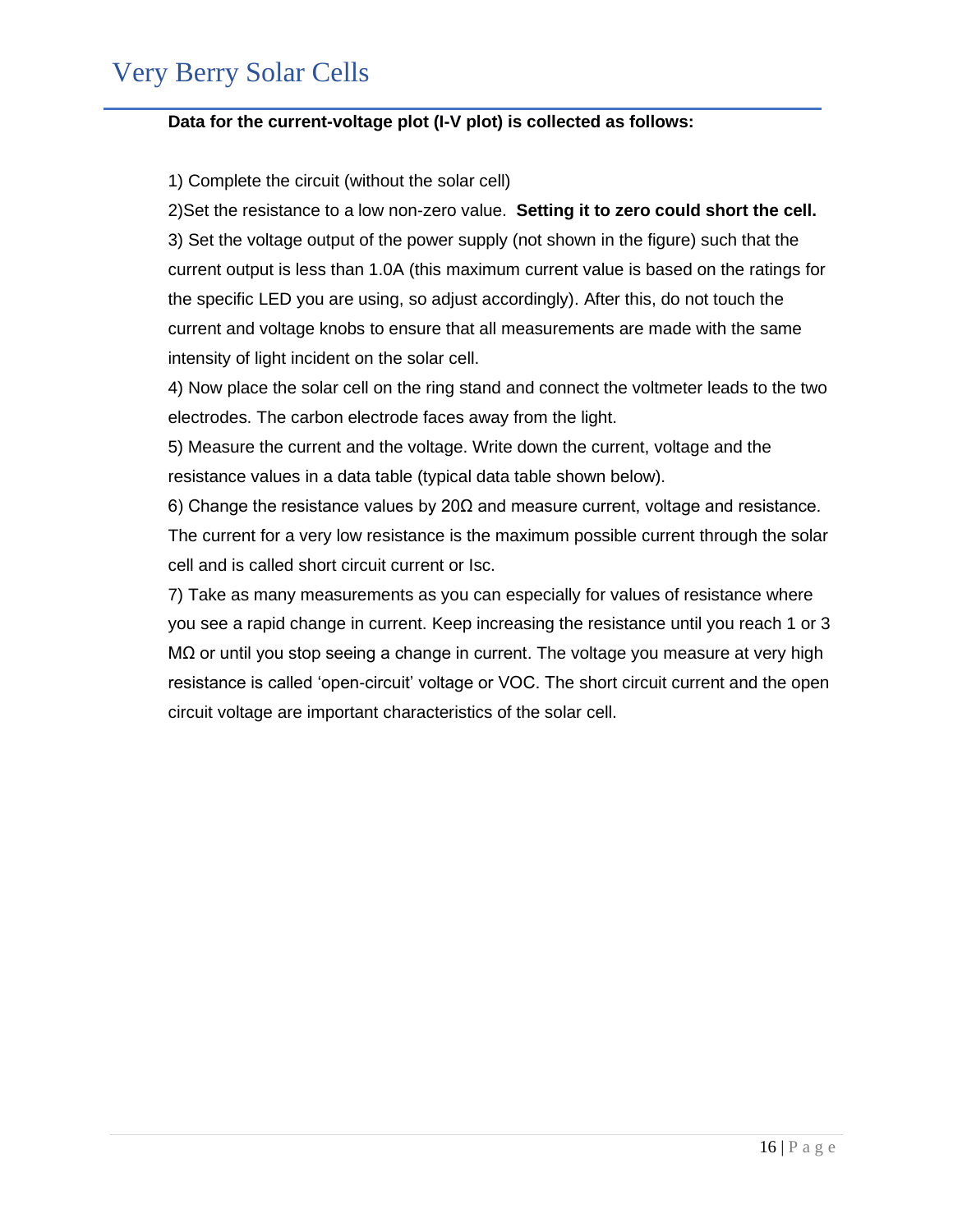**Data for the current-voltage plot (I-V plot) is collected as follows:**

1) Complete the circuit (without the solar cell)

2)Set the resistance to a low non-zero value. **Setting it to zero could short the cell.**

3) Set the voltage output of the power supply (not shown in the figure) such that the current output is less than 1.0A (this maximum current value is based on the ratings for the specific LED you are using, so adjust accordingly). After this, do not touch the current and voltage knobs to ensure that all measurements are made with the same intensity of light incident on the solar cell.

4) Now place the solar cell on the ring stand and connect the voltmeter leads to the two electrodes. The carbon electrode faces away from the light.

5) Measure the current and the voltage. Write down the current, voltage and the resistance values in a data table (typical data table shown below).

6) Change the resistance values by 20Ω and measure current, voltage and resistance. The current for a very low resistance is the maximum possible current through the solar cell and is called short circuit current or Isc.

7) Take as many measurements as you can especially for values of resistance where you see a rapid change in current. Keep increasing the resistance until you reach 1 or 3 MΩ or until you stop seeing a change in current. The voltage you measure at very high resistance is called 'open-circuit' voltage or VOC. The short circuit current and the open circuit voltage are important characteristics of the solar cell.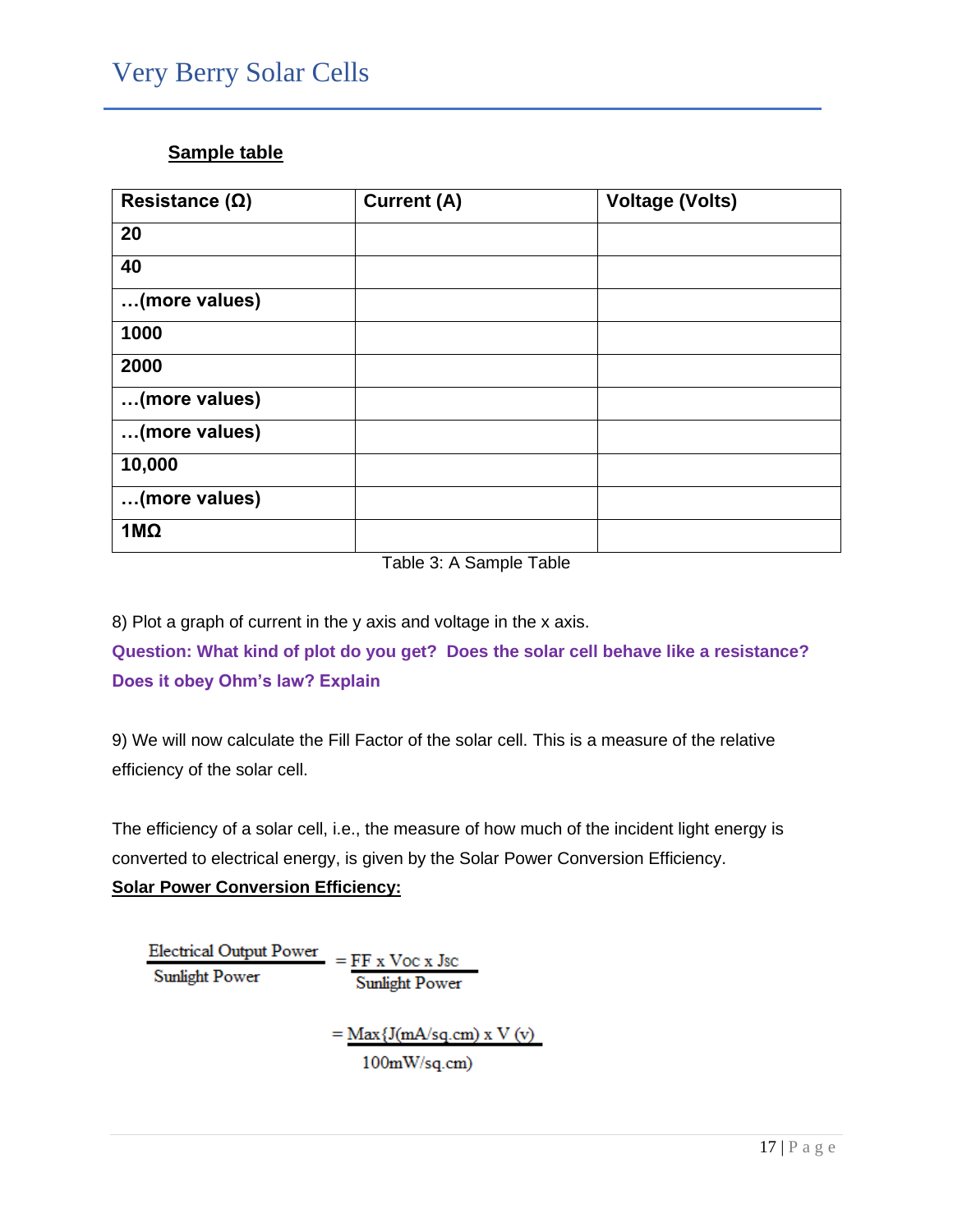**Sample table**

| Resistance (Ω) | Current (A) | Voltage (Volts) |
|---|---|---|
| 20 | | |
| 40 | | |
| …(more values) | | |
| 1000 | | |
| 2000 | | |
| …(more values) | | |
| …(more values) | | |
| 10,000 | | |
| …(more values) | | |
| 1MΩ | | |

Table 3: A Sample Table

8) Plot a graph of current in the y axis and voltage in the x axis.

**Question: What kind of plot do you get? Does the solar cell behave like a resistance? Does it obey Ohm's law? Explain**

9) We will now calculate the Fill Factor of the solar cell. This is a measure of the relative efficiency of the solar cell.

The efficiency of a solar cell, i.e., the measure of how much of the incident light energy is converted to electrical energy, is given by the Solar Power Conversion Efficiency.

**Solar Power Conversion Efficiency:**

$$\frac{\text{Electrical Output Power}}{\text{Sunlight Power}} = \frac{FF \times V_{oc} \times J_{sc}}{\text{Sunlight Power}}$$

$$= \frac{\text{Max}\{J(\text{mA/sq.cm}) \times V\text{ (v)}}{100\text{mW/sq.cm)}}$$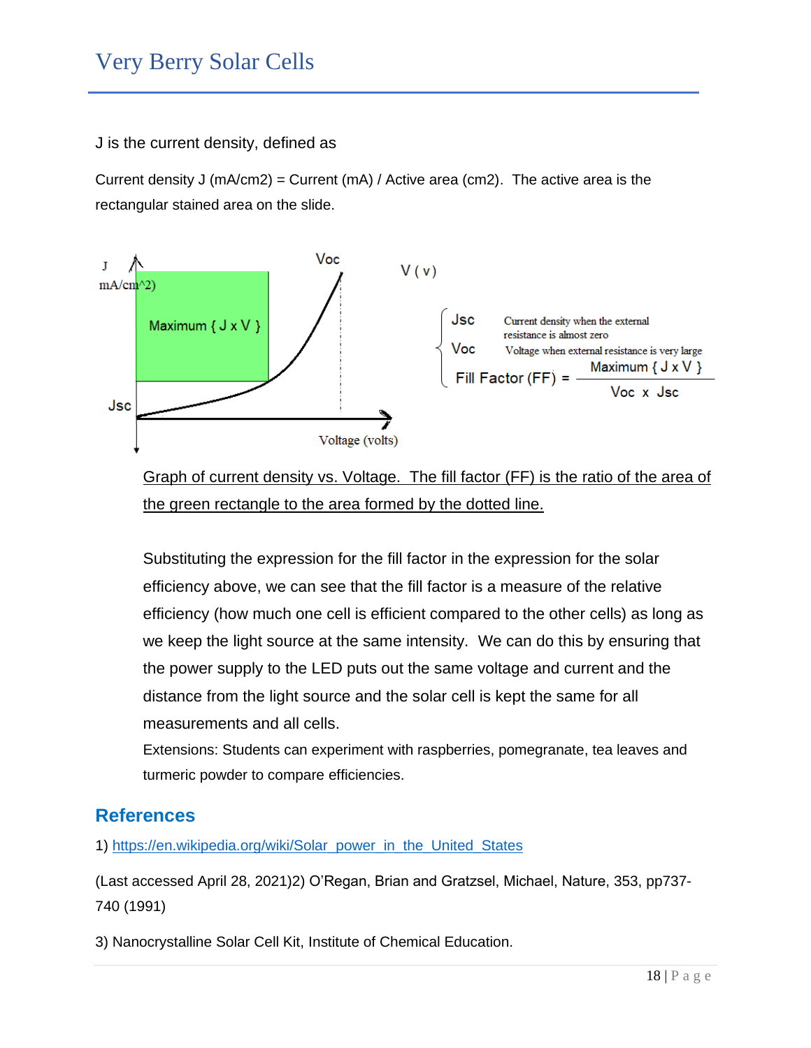J is the current density, defined as

Current density J (mA/cm2) = Current (mA) / Active area (cm2). The active area is the rectangular stained area on the slide.

J
mA/cm^2)
Maximum { J x V }
Voc
V ( v)
Jsc
Voltage (volts)

Jsc — Current density when the external resistance is almost zero

Voc — Voltage when external resistance is very large

$$\text{Fill Factor (FF)} = \frac{\text{Maximum } \{ J \times V \}}{V_{oc} \times J_{sc}}$$

Graph of current density vs. Voltage. The fill factor (FF) is the ratio of the area of the green rectangle to the area formed by the dotted line.

Substituting the expression for the fill factor in the expression for the solar efficiency above, we can see that the fill factor is a measure of the relative efficiency (how much one cell is efficient compared to the other cells) as long as we keep the light source at the same intensity. We can do this by ensuring that the power supply to the LED puts out the same voltage and current and the distance from the light source and the solar cell is kept the same for all measurements and all cells.

Extensions: Students can experiment with raspberries, pomegranate, tea leaves and turmeric powder to compare efficiencies.

## References

1) https://en.wikipedia.org/wiki/Solar_power_in_the_United_States

(Last accessed April 28, 2021)2) O'Regan, Brian and Gratzsel, Michael, Nature, 353, pp737-740 (1991)

3) Nanocrystalline Solar Cell Kit, Institute of Chemical Education.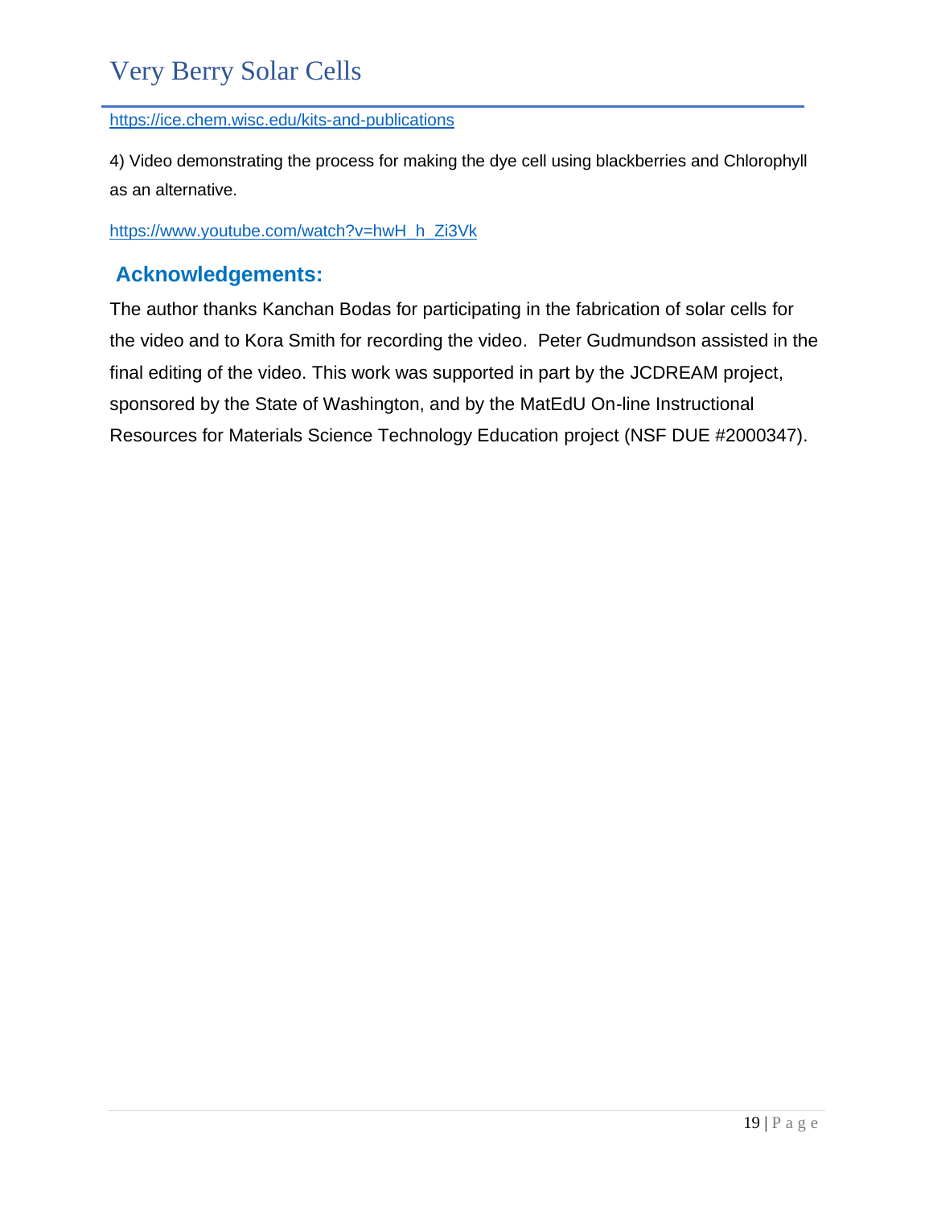https://ice.chem.wisc.edu/kits-and-publications

4) Video demonstrating the process for making the dye cell using blackberries and Chlorophyll as an alternative.

https://www.youtube.com/watch?v=hwH_h_Zi3Vk

## Acknowledgements:

The author thanks Kanchan Bodas for participating in the fabrication of solar cells for the video and to Kora Smith for recording the video. Peter Gudmundson assisted in the final editing of the video. This work was supported in part by the JCDREAM project, sponsored by the State of Washington, and by the MatEdU On-line Instructional Resources for Materials Science Technology Education project (NSF DUE #2000347).